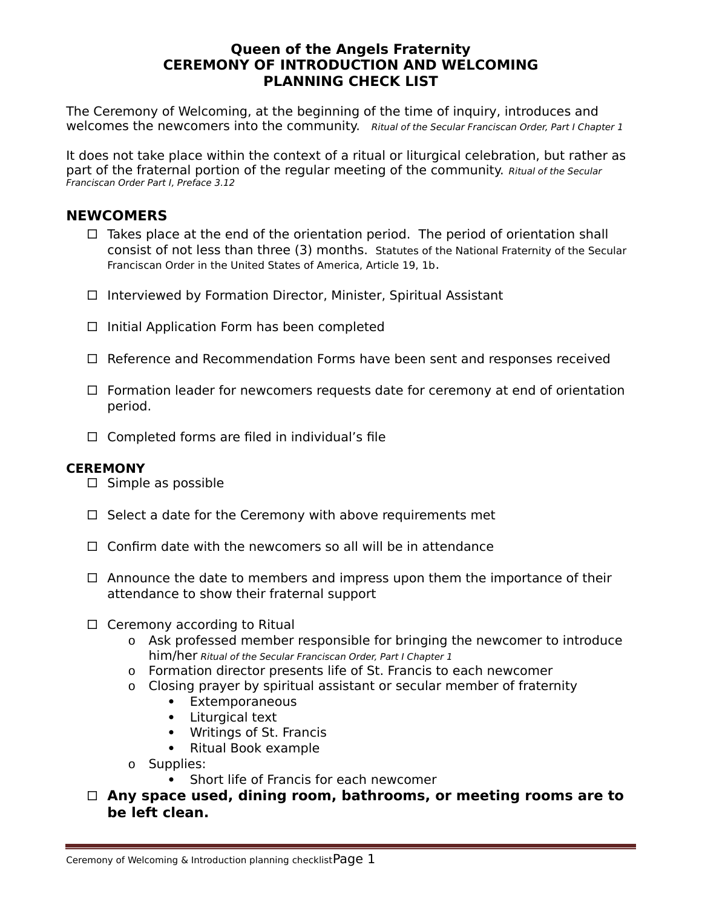# Queen of the Angels Fraternity
# CEREMONY OF INTRODUCTION AND WELCOMING
# PLANNING CHECK LIST

The Ceremony of Welcoming, at the beginning of the time of inquiry, introduces and welcomes the newcomers into the community. *Ritual of the Secular Franciscan Order, Part I Chapter 1*

It does not take place within the context of a ritual or liturgical celebration, but rather as part of the fraternal portion of the regular meeting of the community. *Ritual of the Secular Franciscan Order Part I, Preface 3.12*

## NEWCOMERS

- ☐ Takes place at the end of the orientation period. The period of orientation shall consist of not less than three (3) months. Statutes of the National Fraternity of the Secular Franciscan Order in the United States of America, Article 19, 1b.

- ☐ Interviewed by Formation Director, Minister, Spiritual Assistant

- ☐ Initial Application Form has been completed

- ☐ Reference and Recommendation Forms have been sent and responses received

- ☐ Formation leader for newcomers requests date for ceremony at end of orientation period.

- ☐ Completed forms are filed in individual's file

### CEREMONY

- ☐ Simple as possible

- ☐ Select a date for the Ceremony with above requirements met

- ☐ Confirm date with the newcomers so all will be in attendance

- ☐ Announce the date to members and impress upon them the importance of their attendance to show their fraternal support

- ☐ Ceremony according to Ritual
  - Ask professed member responsible for bringing the newcomer to introduce him/her *Ritual of the Secular Franciscan Order, Part I Chapter 1*
  - Formation director presents life of St. Francis to each newcomer
  - Closing prayer by spiritual assistant or secular member of fraternity
    - Extemporaneous
    - Liturgical text
    - Writings of St. Francis
    - Ritual Book example
  - Supplies:
    - Short life of Francis for each newcomer
- ☐ **Any space used, dining room, bathrooms, or meeting rooms are to be left clean.**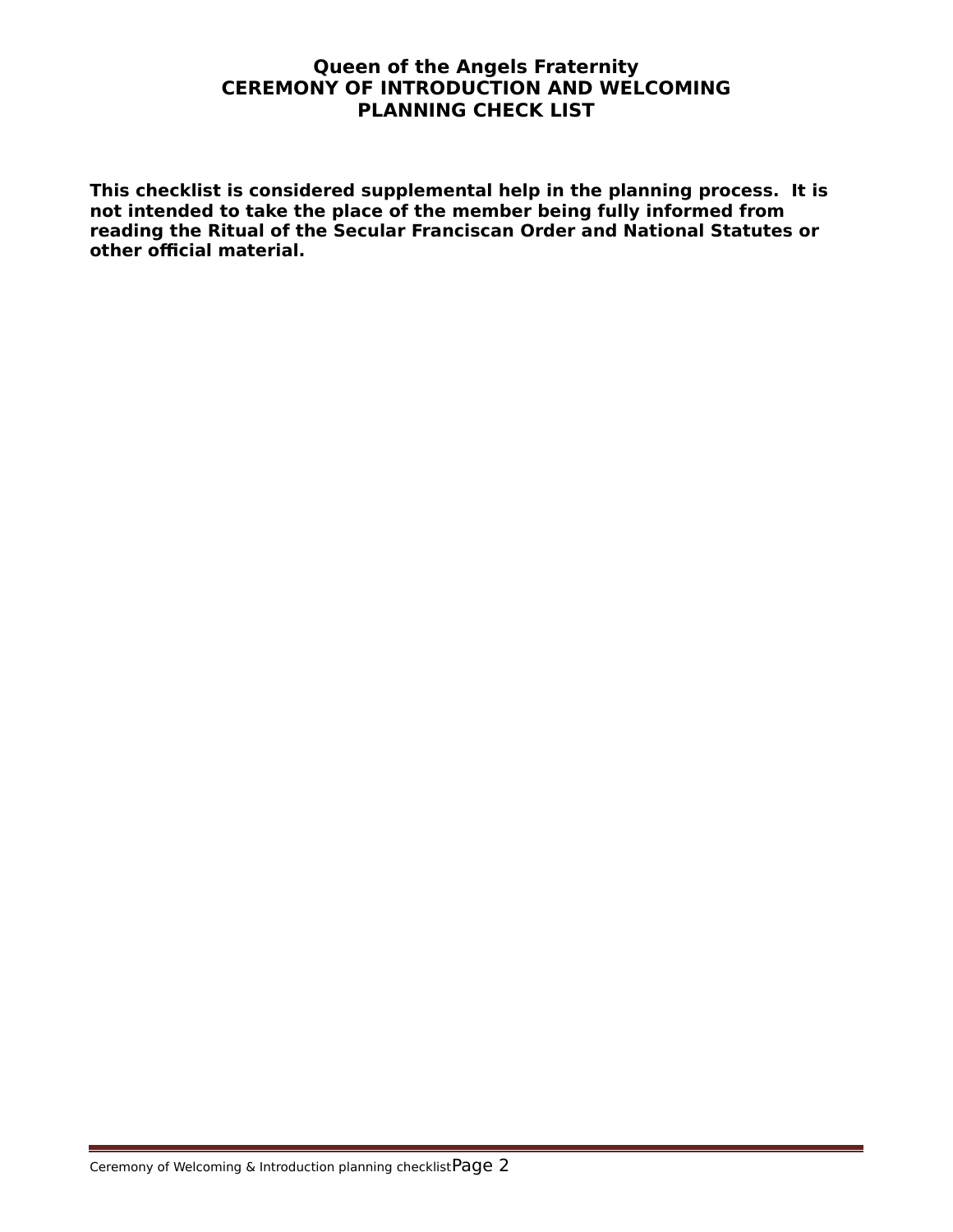# Queen of the Angels Fraternity
# CEREMONY OF INTRODUCTION AND WELCOMING
# PLANNING CHECK LIST

**This checklist is considered supplemental help in the planning process. It is not intended to take the place of the member being fully informed from reading the Ritual of the Secular Franciscan Order and National Statutes or other official material.**